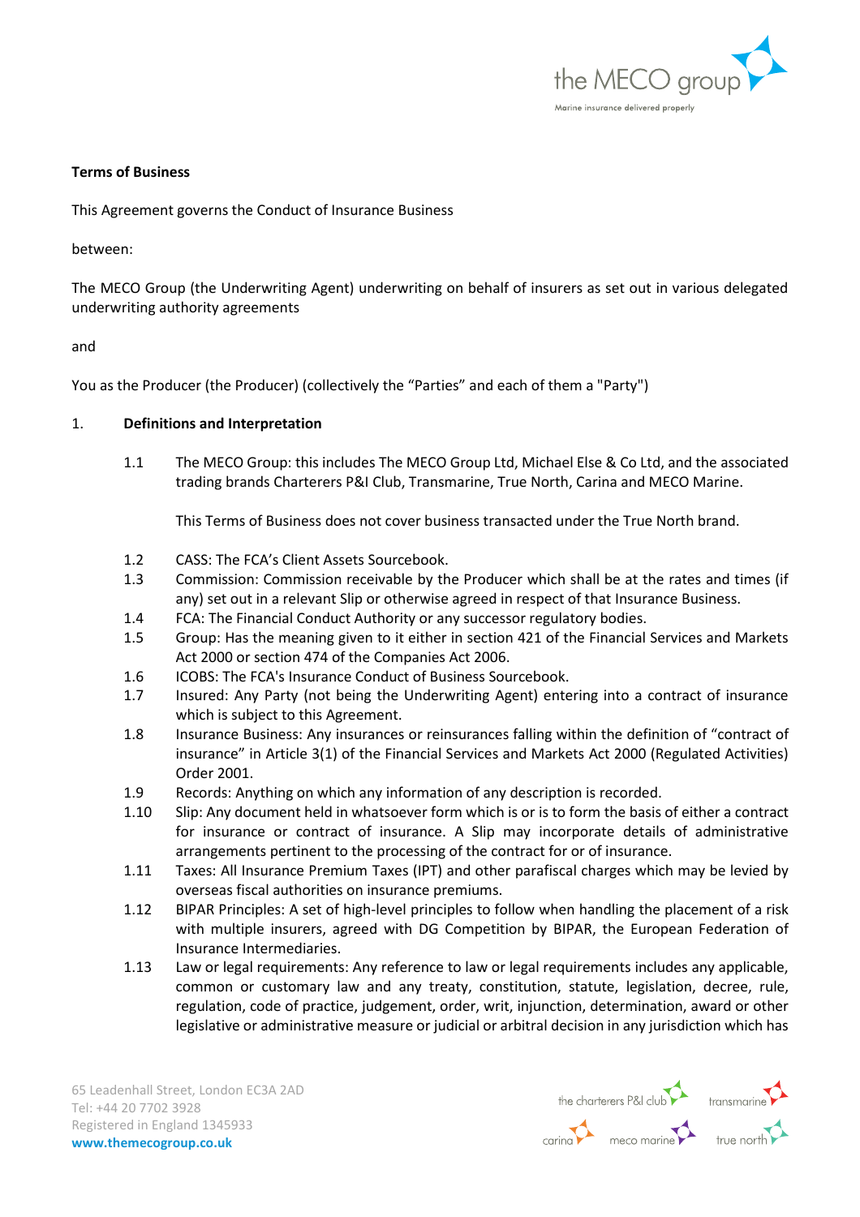**Terms of Business**

This Agreement governs the Conduct of Insurance Business

between:

The MECO Group (the Underwriting Agent) underwriting on behalf of insurers as set out in various delegated underwriting authority agreements

and

You as the Producer (the Producer) (collectively the "Parties" and each of them a "Party")

1. **Definitions and Interpretation**

1.1 The MECO Group: this includes The MECO Group Ltd, Michael Else & Co Ltd, and the associated trading brands Charterers P&I Club, Transmarine, True North, Carina and MECO Marine.

This Terms of Business does not cover business transacted under the True North brand.

1.2 CASS: The FCA's Client Assets Sourcebook.

1.3 Commission: Commission receivable by the Producer which shall be at the rates and times (if any) set out in a relevant Slip or otherwise agreed in respect of that Insurance Business.

1.4 FCA: The Financial Conduct Authority or any successor regulatory bodies.

1.5 Group: Has the meaning given to it either in section 421 of the Financial Services and Markets Act 2000 or section 474 of the Companies Act 2006.

1.6 ICOBS: The FCA's Insurance Conduct of Business Sourcebook.

1.7 Insured: Any Party (not being the Underwriting Agent) entering into a contract of insurance which is subject to this Agreement.

1.8 Insurance Business: Any insurances or reinsurances falling within the definition of "contract of insurance" in Article 3(1) of the Financial Services and Markets Act 2000 (Regulated Activities) Order 2001.

1.9 Records: Anything on which any information of any description is recorded.

1.10 Slip: Any document held in whatsoever form which is or is to form the basis of either a contract for insurance or contract of insurance. A Slip may incorporate details of administrative arrangements pertinent to the processing of the contract for or of insurance.

1.11 Taxes: All Insurance Premium Taxes (IPT) and other parafiscal charges which may be levied by overseas fiscal authorities on insurance premiums.

1.12 BIPAR Principles: A set of high-level principles to follow when handling the placement of a risk with multiple insurers, agreed with DG Competition by BIPAR, the European Federation of Insurance Intermediaries.

1.13 Law or legal requirements: Any reference to law or legal requirements includes any applicable, common or customary law and any treaty, constitution, statute, legislation, decree, rule, regulation, code of practice, judgement, order, writ, injunction, determination, award or other legislative or administrative measure or judicial or arbitral decision in any jurisdiction which has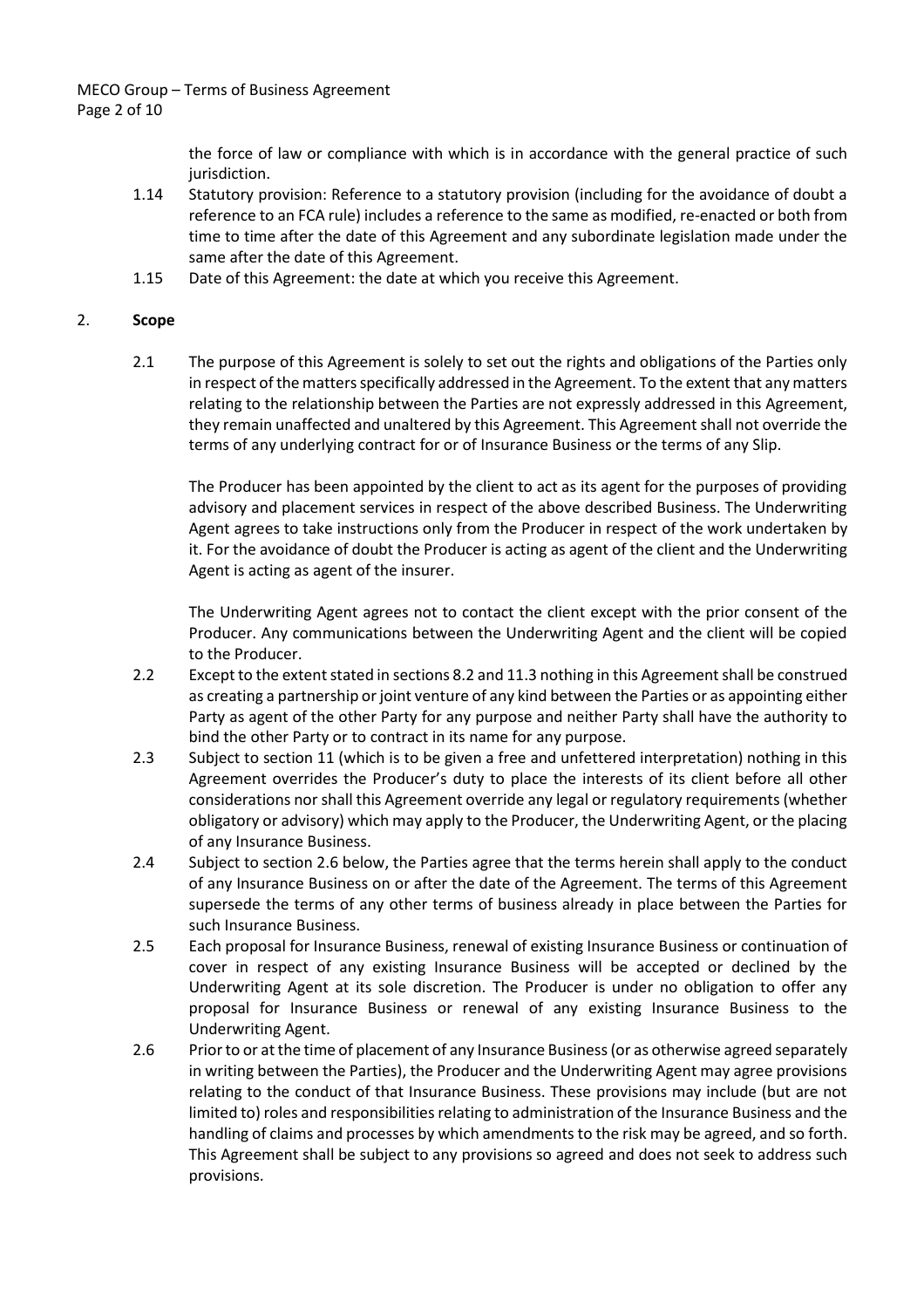the force of law or compliance with which is in accordance with the general practice of such jurisdiction.

1.14 Statutory provision: Reference to a statutory provision (including for the avoidance of doubt a reference to an FCA rule) includes a reference to the same as modified, re-enacted or both from time to time after the date of this Agreement and any subordinate legislation made under the same after the date of this Agreement.

1.15 Date of this Agreement: the date at which you receive this Agreement.

## 2. **Scope**

2.1 The purpose of this Agreement is solely to set out the rights and obligations of the Parties only in respect of the matters specifically addressed in the Agreement. To the extent that any matters relating to the relationship between the Parties are not expressly addressed in this Agreement, they remain unaffected and unaltered by this Agreement. This Agreement shall not override the terms of any underlying contract for or of Insurance Business or the terms of any Slip.

The Producer has been appointed by the client to act as its agent for the purposes of providing advisory and placement services in respect of the above described Business. The Underwriting Agent agrees to take instructions only from the Producer in respect of the work undertaken by it. For the avoidance of doubt the Producer is acting as agent of the client and the Underwriting Agent is acting as agent of the insurer.

The Underwriting Agent agrees not to contact the client except with the prior consent of the Producer. Any communications between the Underwriting Agent and the client will be copied to the Producer.

2.2 Except to the extent stated in sections 8.2 and 11.3 nothing in this Agreement shall be construed as creating a partnership or joint venture of any kind between the Parties or as appointing either Party as agent of the other Party for any purpose and neither Party shall have the authority to bind the other Party or to contract in its name for any purpose.

2.3 Subject to section 11 (which is to be given a free and unfettered interpretation) nothing in this Agreement overrides the Producer's duty to place the interests of its client before all other considerations nor shall this Agreement override any legal or regulatory requirements (whether obligatory or advisory) which may apply to the Producer, the Underwriting Agent, or the placing of any Insurance Business.

2.4 Subject to section 2.6 below, the Parties agree that the terms herein shall apply to the conduct of any Insurance Business on or after the date of the Agreement. The terms of this Agreement supersede the terms of any other terms of business already in place between the Parties for such Insurance Business.

2.5 Each proposal for Insurance Business, renewal of existing Insurance Business or continuation of cover in respect of any existing Insurance Business will be accepted or declined by the Underwriting Agent at its sole discretion. The Producer is under no obligation to offer any proposal for Insurance Business or renewal of any existing Insurance Business to the Underwriting Agent.

2.6 Prior to or at the time of placement of any Insurance Business (or as otherwise agreed separately in writing between the Parties), the Producer and the Underwriting Agent may agree provisions relating to the conduct of that Insurance Business. These provisions may include (but are not limited to) roles and responsibilities relating to administration of the Insurance Business and the handling of claims and processes by which amendments to the risk may be agreed, and so forth. This Agreement shall be subject to any provisions so agreed and does not seek to address such provisions.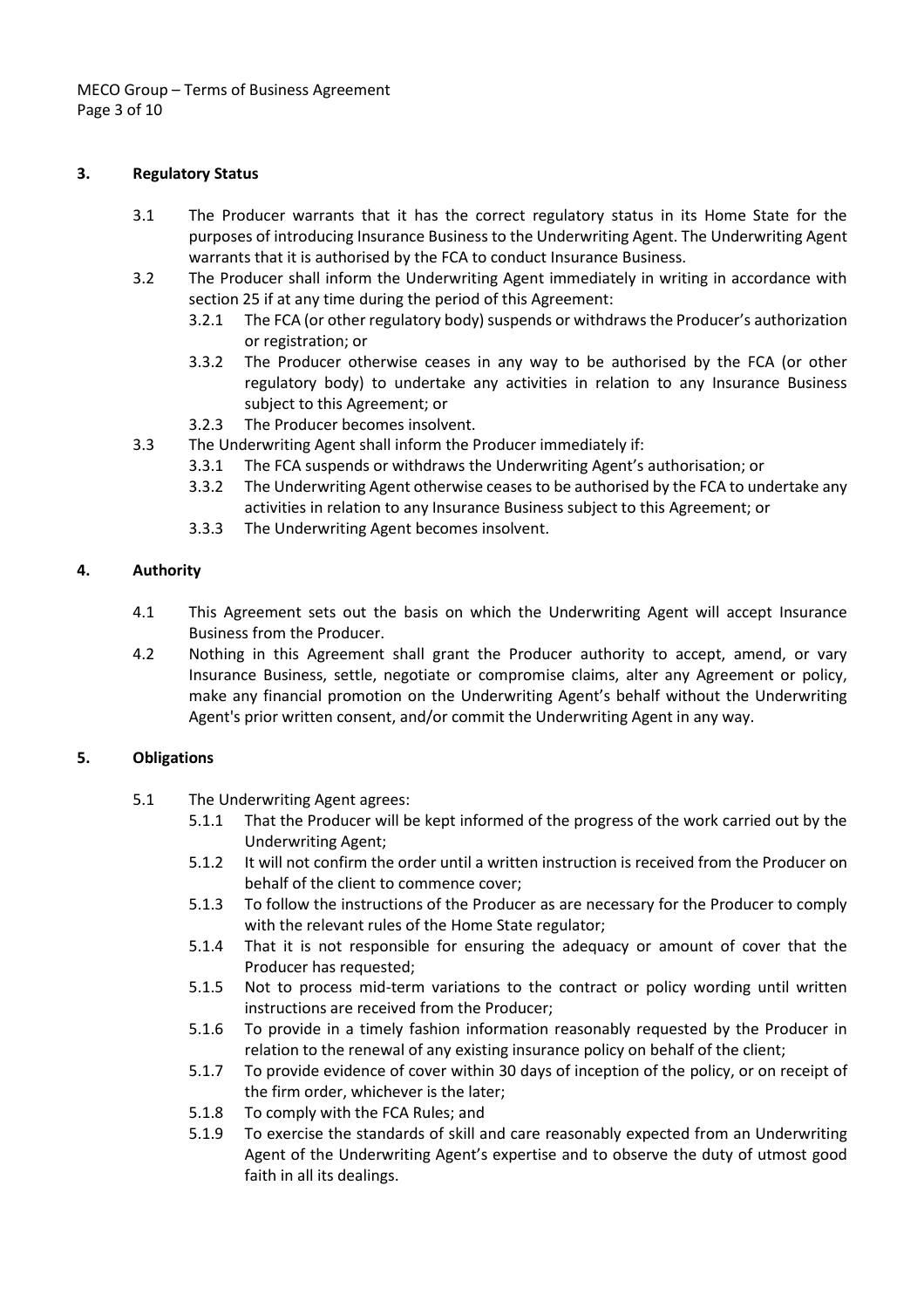## 3. Regulatory Status

3.1 The Producer warrants that it has the correct regulatory status in its Home State for the purposes of introducing Insurance Business to the Underwriting Agent. The Underwriting Agent warrants that it is authorised by the FCA to conduct Insurance Business.

3.2 The Producer shall inform the Underwriting Agent immediately in writing in accordance with section 25 if at any time during the period of this Agreement:

- 3.2.1 The FCA (or other regulatory body) suspends or withdraws the Producer's authorization or registration; or
- 3.3.2 The Producer otherwise ceases in any way to be authorised by the FCA (or other regulatory body) to undertake any activities in relation to any Insurance Business subject to this Agreement; or
- 3.2.3 The Producer becomes insolvent.

3.3 The Underwriting Agent shall inform the Producer immediately if:

- 3.3.1 The FCA suspends or withdraws the Underwriting Agent's authorisation; or
- 3.3.2 The Underwriting Agent otherwise ceases to be authorised by the FCA to undertake any activities in relation to any Insurance Business subject to this Agreement; or
- 3.3.3 The Underwriting Agent becomes insolvent.

## 4. Authority

4.1 This Agreement sets out the basis on which the Underwriting Agent will accept Insurance Business from the Producer.

4.2 Nothing in this Agreement shall grant the Producer authority to accept, amend, or vary Insurance Business, settle, negotiate or compromise claims, alter any Agreement or policy, make any financial promotion on the Underwriting Agent's behalf without the Underwriting Agent's prior written consent, and/or commit the Underwriting Agent in any way.

## 5. Obligations

5.1 The Underwriting Agent agrees:

- 5.1.1 That the Producer will be kept informed of the progress of the work carried out by the Underwriting Agent;
- 5.1.2 It will not confirm the order until a written instruction is received from the Producer on behalf of the client to commence cover;
- 5.1.3 To follow the instructions of the Producer as are necessary for the Producer to comply with the relevant rules of the Home State regulator;
- 5.1.4 That it is not responsible for ensuring the adequacy or amount of cover that the Producer has requested;
- 5.1.5 Not to process mid-term variations to the contract or policy wording until written instructions are received from the Producer;
- 5.1.6 To provide in a timely fashion information reasonably requested by the Producer in relation to the renewal of any existing insurance policy on behalf of the client;
- 5.1.7 To provide evidence of cover within 30 days of inception of the policy, or on receipt of the firm order, whichever is the later;
- 5.1.8 To comply with the FCA Rules; and
- 5.1.9 To exercise the standards of skill and care reasonably expected from an Underwriting Agent of the Underwriting Agent's expertise and to observe the duty of utmost good faith in all its dealings.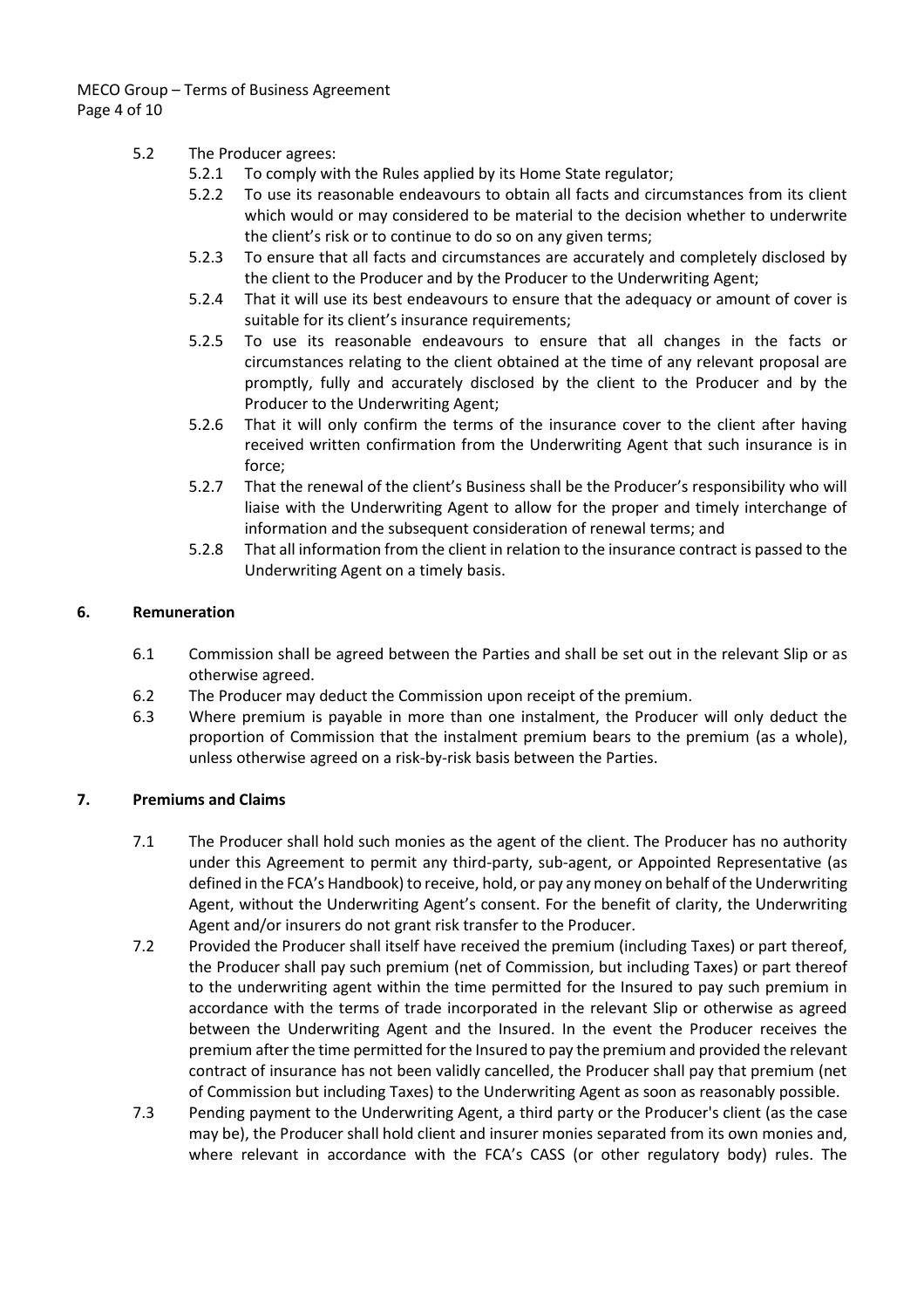5.2 The Producer agrees:

5.2.1 To comply with the Rules applied by its Home State regulator;

5.2.2 To use its reasonable endeavours to obtain all facts and circumstances from its client which would or may considered to be material to the decision whether to underwrite the client's risk or to continue to do so on any given terms;

5.2.3 To ensure that all facts and circumstances are accurately and completely disclosed by the client to the Producer and by the Producer to the Underwriting Agent;

5.2.4 That it will use its best endeavours to ensure that the adequacy or amount of cover is suitable for its client's insurance requirements;

5.2.5 To use its reasonable endeavours to ensure that all changes in the facts or circumstances relating to the client obtained at the time of any relevant proposal are promptly, fully and accurately disclosed by the client to the Producer and by the Producer to the Underwriting Agent;

5.2.6 That it will only confirm the terms of the insurance cover to the client after having received written confirmation from the Underwriting Agent that such insurance is in force;

5.2.7 That the renewal of the client's Business shall be the Producer's responsibility who will liaise with the Underwriting Agent to allow for the proper and timely interchange of information and the subsequent consideration of renewal terms; and

5.2.8 That all information from the client in relation to the insurance contract is passed to the Underwriting Agent on a timely basis.

## 6. Remuneration

6.1 Commission shall be agreed between the Parties and shall be set out in the relevant Slip or as otherwise agreed.

6.2 The Producer may deduct the Commission upon receipt of the premium.

6.3 Where premium is payable in more than one instalment, the Producer will only deduct the proportion of Commission that the instalment premium bears to the premium (as a whole), unless otherwise agreed on a risk-by-risk basis between the Parties.

## 7. Premiums and Claims

7.1 The Producer shall hold such monies as the agent of the client. The Producer has no authority under this Agreement to permit any third-party, sub-agent, or Appointed Representative (as defined in the FCA's Handbook) to receive, hold, or pay any money on behalf of the Underwriting Agent, without the Underwriting Agent's consent. For the benefit of clarity, the Underwriting Agent and/or insurers do not grant risk transfer to the Producer.

7.2 Provided the Producer shall itself have received the premium (including Taxes) or part thereof, the Producer shall pay such premium (net of Commission, but including Taxes) or part thereof to the underwriting agent within the time permitted for the Insured to pay such premium in accordance with the terms of trade incorporated in the relevant Slip or otherwise as agreed between the Underwriting Agent and the Insured. In the event the Producer receives the premium after the time permitted for the Insured to pay the premium and provided the relevant contract of insurance has not been validly cancelled, the Producer shall pay that premium (net of Commission but including Taxes) to the Underwriting Agent as soon as reasonably possible.

7.3 Pending payment to the Underwriting Agent, a third party or the Producer's client (as the case may be), the Producer shall hold client and insurer monies separated from its own monies and, where relevant in accordance with the FCA's CASS (or other regulatory body) rules. The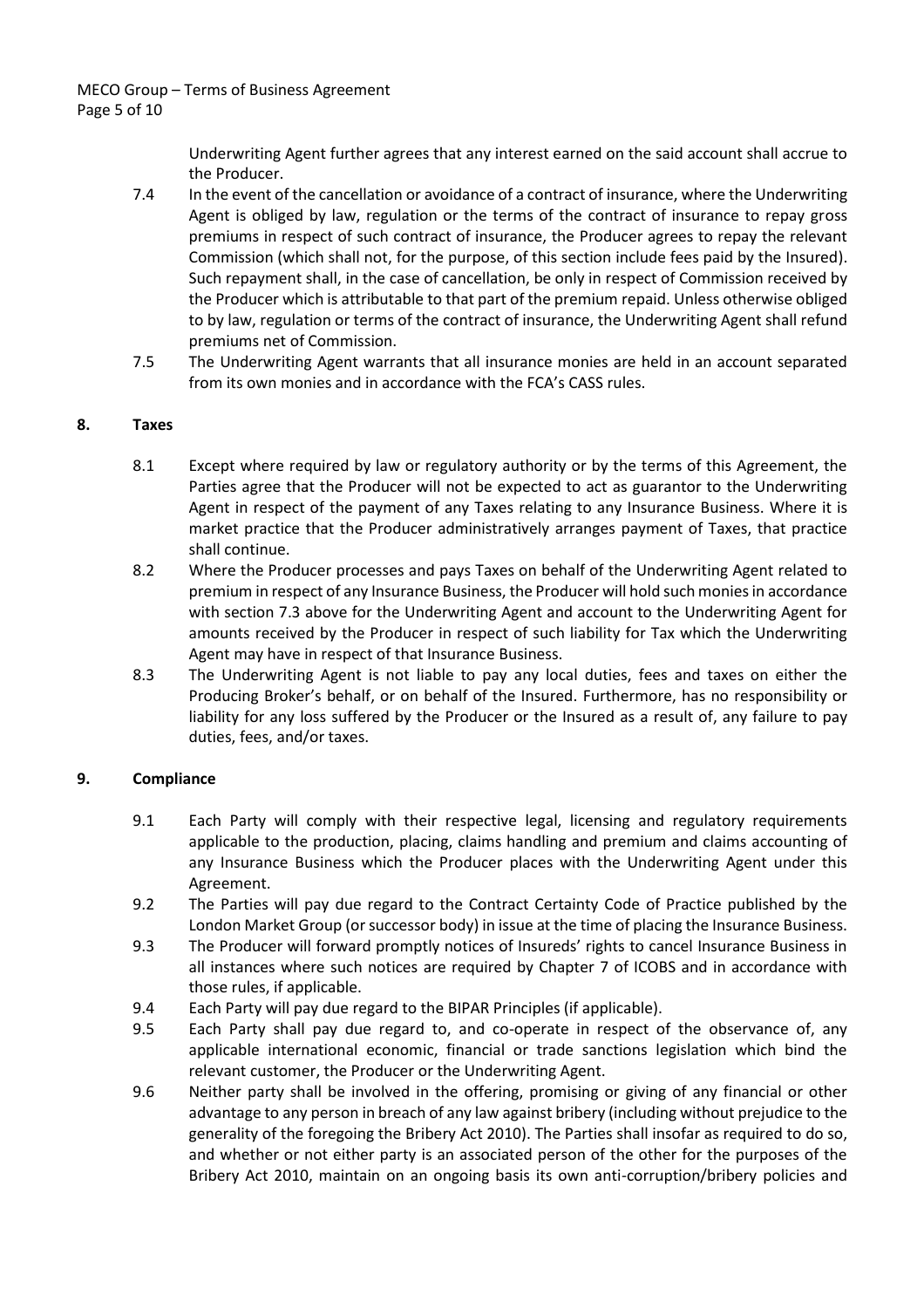Underwriting Agent further agrees that any interest earned on the said account shall accrue to the Producer.

7.4 In the event of the cancellation or avoidance of a contract of insurance, where the Underwriting Agent is obliged by law, regulation or the terms of the contract of insurance to repay gross premiums in respect of such contract of insurance, the Producer agrees to repay the relevant Commission (which shall not, for the purpose, of this section include fees paid by the Insured). Such repayment shall, in the case of cancellation, be only in respect of Commission received by the Producer which is attributable to that part of the premium repaid. Unless otherwise obliged to by law, regulation or terms of the contract of insurance, the Underwriting Agent shall refund premiums net of Commission.

7.5 The Underwriting Agent warrants that all insurance monies are held in an account separated from its own monies and in accordance with the FCA's CASS rules.

## 8. Taxes

8.1 Except where required by law or regulatory authority or by the terms of this Agreement, the Parties agree that the Producer will not be expected to act as guarantor to the Underwriting Agent in respect of the payment of any Taxes relating to any Insurance Business. Where it is market practice that the Producer administratively arranges payment of Taxes, that practice shall continue.

8.2 Where the Producer processes and pays Taxes on behalf of the Underwriting Agent related to premium in respect of any Insurance Business, the Producer will hold such monies in accordance with section 7.3 above for the Underwriting Agent and account to the Underwriting Agent for amounts received by the Producer in respect of such liability for Tax which the Underwriting Agent may have in respect of that Insurance Business.

8.3 The Underwriting Agent is not liable to pay any local duties, fees and taxes on either the Producing Broker's behalf, or on behalf of the Insured. Furthermore, has no responsibility or liability for any loss suffered by the Producer or the Insured as a result of, any failure to pay duties, fees, and/or taxes.

## 9. Compliance

9.1 Each Party will comply with their respective legal, licensing and regulatory requirements applicable to the production, placing, claims handling and premium and claims accounting of any Insurance Business which the Producer places with the Underwriting Agent under this Agreement.

9.2 The Parties will pay due regard to the Contract Certainty Code of Practice published by the London Market Group (or successor body) in issue at the time of placing the Insurance Business.

9.3 The Producer will forward promptly notices of Insureds' rights to cancel Insurance Business in all instances where such notices are required by Chapter 7 of ICOBS and in accordance with those rules, if applicable.

9.4 Each Party will pay due regard to the BIPAR Principles (if applicable).

9.5 Each Party shall pay due regard to, and co-operate in respect of the observance of, any applicable international economic, financial or trade sanctions legislation which bind the relevant customer, the Producer or the Underwriting Agent.

9.6 Neither party shall be involved in the offering, promising or giving of any financial or other advantage to any person in breach of any law against bribery (including without prejudice to the generality of the foregoing the Bribery Act 2010). The Parties shall insofar as required to do so, and whether or not either party is an associated person of the other for the purposes of the Bribery Act 2010, maintain on an ongoing basis its own anti-corruption/bribery policies and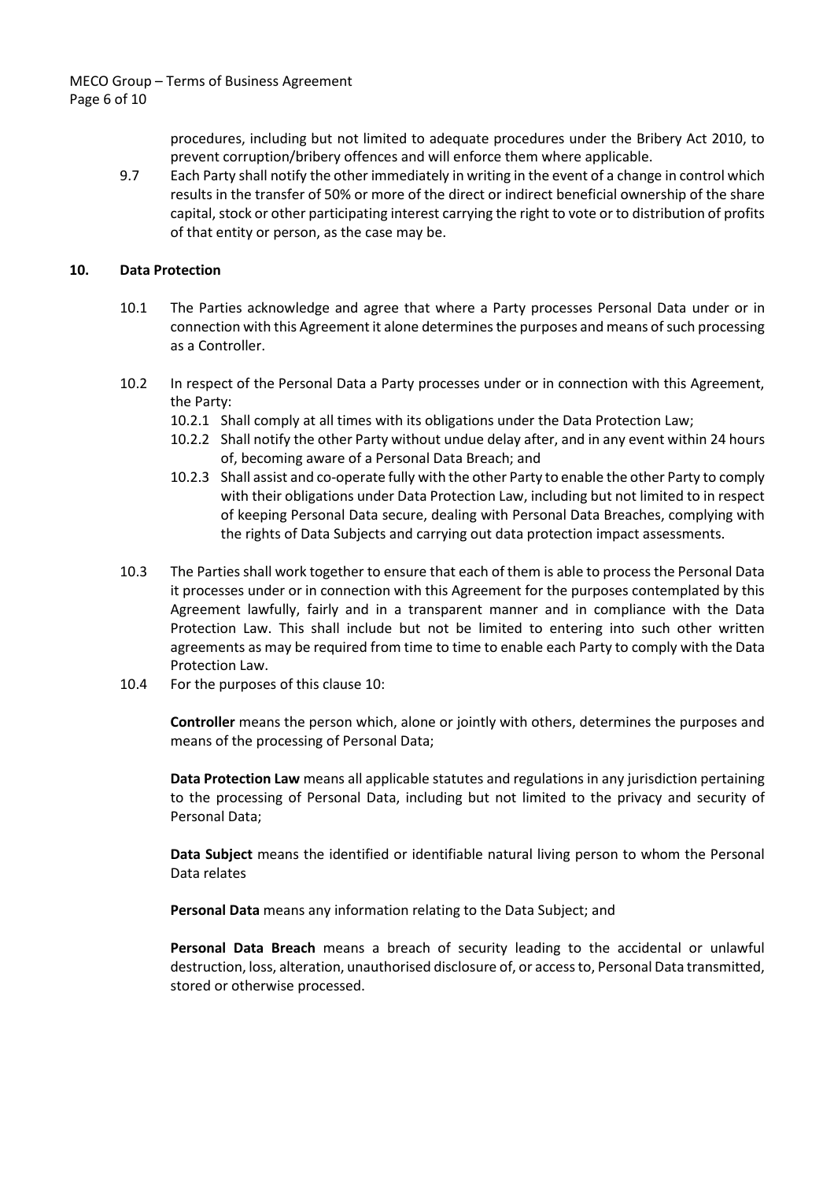procedures, including but not limited to adequate procedures under the Bribery Act 2010, to prevent corruption/bribery offences and will enforce them where applicable.

9.7 Each Party shall notify the other immediately in writing in the event of a change in control which results in the transfer of 50% or more of the direct or indirect beneficial ownership of the share capital, stock or other participating interest carrying the right to vote or to distribution of profits of that entity or person, as the case may be.

## 10. Data Protection

10.1 The Parties acknowledge and agree that where a Party processes Personal Data under or in connection with this Agreement it alone determines the purposes and means of such processing as a Controller.

10.2 In respect of the Personal Data a Party processes under or in connection with this Agreement, the Party:

10.2.1 Shall comply at all times with its obligations under the Data Protection Law;

10.2.2 Shall notify the other Party without undue delay after, and in any event within 24 hours of, becoming aware of a Personal Data Breach; and

10.2.3 Shall assist and co-operate fully with the other Party to enable the other Party to comply with their obligations under Data Protection Law, including but not limited to in respect of keeping Personal Data secure, dealing with Personal Data Breaches, complying with the rights of Data Subjects and carrying out data protection impact assessments.

10.3 The Parties shall work together to ensure that each of them is able to process the Personal Data it processes under or in connection with this Agreement for the purposes contemplated by this Agreement lawfully, fairly and in a transparent manner and in compliance with the Data Protection Law. This shall include but not be limited to entering into such other written agreements as may be required from time to time to enable each Party to comply with the Data Protection Law.

10.4 For the purposes of this clause 10:

**Controller** means the person which, alone or jointly with others, determines the purposes and means of the processing of Personal Data;

**Data Protection Law** means all applicable statutes and regulations in any jurisdiction pertaining to the processing of Personal Data, including but not limited to the privacy and security of Personal Data;

**Data Subject** means the identified or identifiable natural living person to whom the Personal Data relates

**Personal Data** means any information relating to the Data Subject; and

**Personal Data Breach** means a breach of security leading to the accidental or unlawful destruction, loss, alteration, unauthorised disclosure of, or access to, Personal Data transmitted, stored or otherwise processed.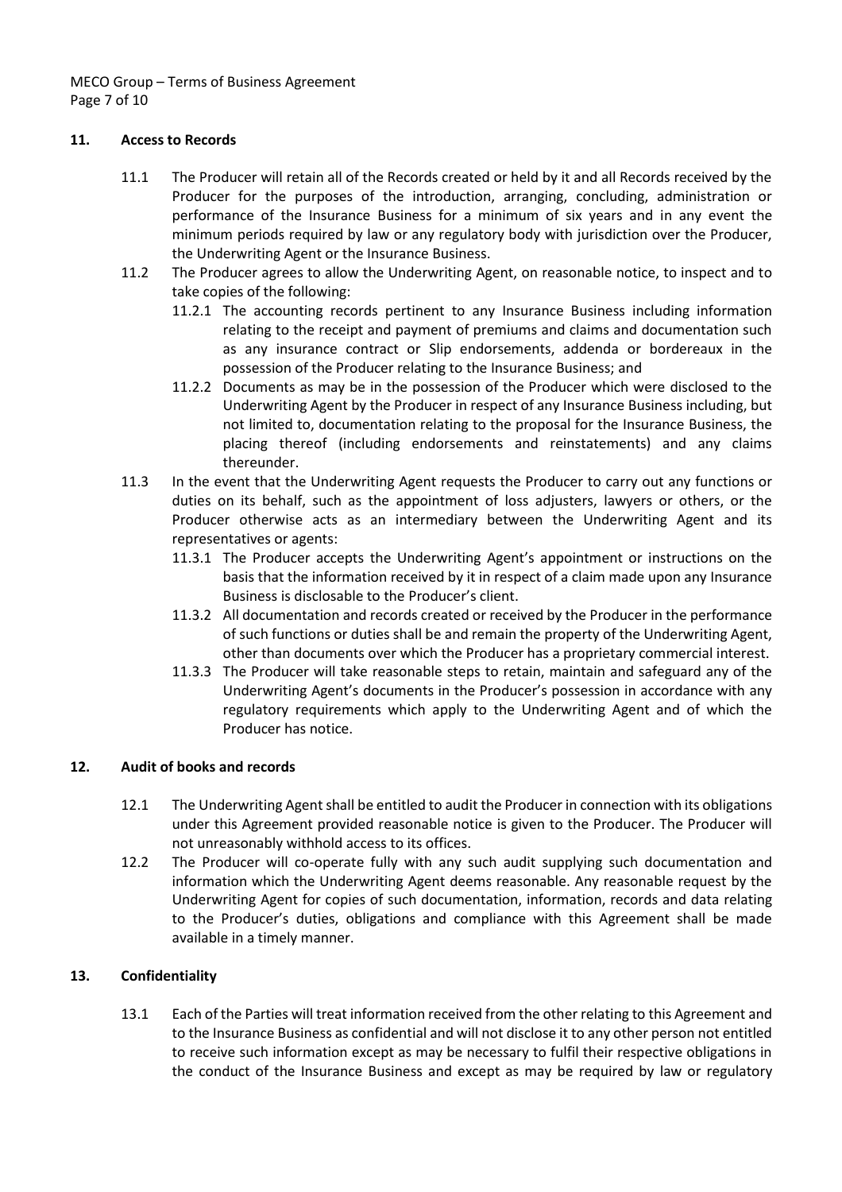## 11. Access to Records

11.1 The Producer will retain all of the Records created or held by it and all Records received by the Producer for the purposes of the introduction, arranging, concluding, administration or performance of the Insurance Business for a minimum of six years and in any event the minimum periods required by law or any regulatory body with jurisdiction over the Producer, the Underwriting Agent or the Insurance Business.

11.2 The Producer agrees to allow the Underwriting Agent, on reasonable notice, to inspect and to take copies of the following:

11.2.1 The accounting records pertinent to any Insurance Business including information relating to the receipt and payment of premiums and claims and documentation such as any insurance contract or Slip endorsements, addenda or bordereaux in the possession of the Producer relating to the Insurance Business; and

11.2.2 Documents as may be in the possession of the Producer which were disclosed to the Underwriting Agent by the Producer in respect of any Insurance Business including, but not limited to, documentation relating to the proposal for the Insurance Business, the placing thereof (including endorsements and reinstatements) and any claims thereunder.

11.3 In the event that the Underwriting Agent requests the Producer to carry out any functions or duties on its behalf, such as the appointment of loss adjusters, lawyers or others, or the Producer otherwise acts as an intermediary between the Underwriting Agent and its representatives or agents:

11.3.1 The Producer accepts the Underwriting Agent's appointment or instructions on the basis that the information received by it in respect of a claim made upon any Insurance Business is disclosable to the Producer's client.

11.3.2 All documentation and records created or received by the Producer in the performance of such functions or duties shall be and remain the property of the Underwriting Agent, other than documents over which the Producer has a proprietary commercial interest.

11.3.3 The Producer will take reasonable steps to retain, maintain and safeguard any of the Underwriting Agent's documents in the Producer's possession in accordance with any regulatory requirements which apply to the Underwriting Agent and of which the Producer has notice.

## 12. Audit of books and records

12.1 The Underwriting Agent shall be entitled to audit the Producer in connection with its obligations under this Agreement provided reasonable notice is given to the Producer. The Producer will not unreasonably withhold access to its offices.

12.2 The Producer will co-operate fully with any such audit supplying such documentation and information which the Underwriting Agent deems reasonable. Any reasonable request by the Underwriting Agent for copies of such documentation, information, records and data relating to the Producer's duties, obligations and compliance with this Agreement shall be made available in a timely manner.

## 13. Confidentiality

13.1 Each of the Parties will treat information received from the other relating to this Agreement and to the Insurance Business as confidential and will not disclose it to any other person not entitled to receive such information except as may be necessary to fulfil their respective obligations in the conduct of the Insurance Business and except as may be required by law or regulatory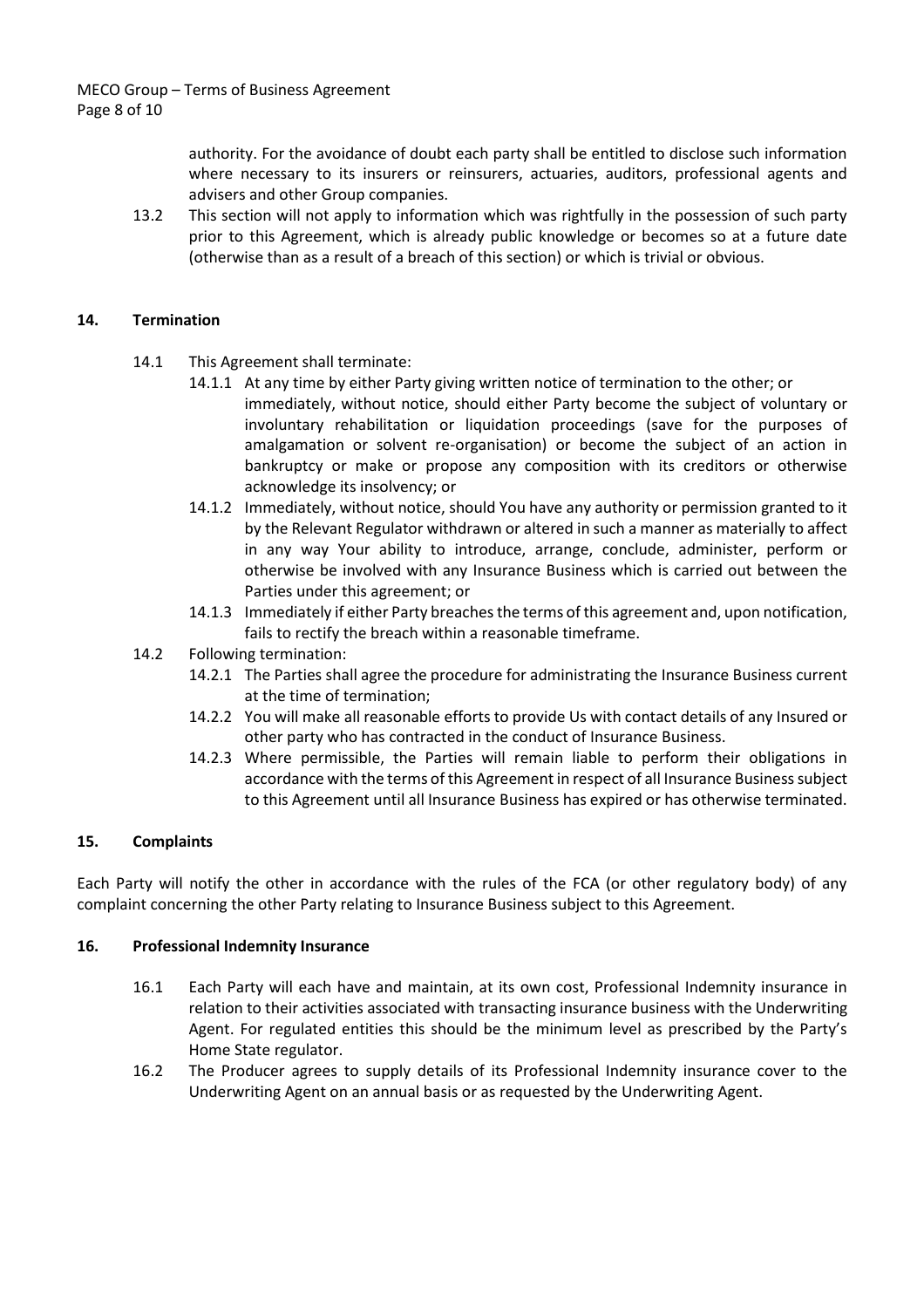authority. For the avoidance of doubt each party shall be entitled to disclose such information where necessary to its insurers or reinsurers, actuaries, auditors, professional agents and advisers and other Group companies.

13.2 This section will not apply to information which was rightfully in the possession of such party prior to this Agreement, which is already public knowledge or becomes so at a future date (otherwise than as a result of a breach of this section) or which is trivial or obvious.

## 14. Termination

14.1 This Agreement shall terminate:

14.1.1 At any time by either Party giving written notice of termination to the other; or immediately, without notice, should either Party become the subject of voluntary or involuntary rehabilitation or liquidation proceedings (save for the purposes of amalgamation or solvent re-organisation) or become the subject of an action in bankruptcy or make or propose any composition with its creditors or otherwise acknowledge its insolvency; or

14.1.2 Immediately, without notice, should You have any authority or permission granted to it by the Relevant Regulator withdrawn or altered in such a manner as materially to affect in any way Your ability to introduce, arrange, conclude, administer, perform or otherwise be involved with any Insurance Business which is carried out between the Parties under this agreement; or

14.1.3 Immediately if either Party breaches the terms of this agreement and, upon notification, fails to rectify the breach within a reasonable timeframe.

14.2 Following termination:

14.2.1 The Parties shall agree the procedure for administrating the Insurance Business current at the time of termination;

14.2.2 You will make all reasonable efforts to provide Us with contact details of any Insured or other party who has contracted in the conduct of Insurance Business.

14.2.3 Where permissible, the Parties will remain liable to perform their obligations in accordance with the terms of this Agreement in respect of all Insurance Business subject to this Agreement until all Insurance Business has expired or has otherwise terminated.

## 15. Complaints

Each Party will notify the other in accordance with the rules of the FCA (or other regulatory body) of any complaint concerning the other Party relating to Insurance Business subject to this Agreement.

## 16. Professional Indemnity Insurance

16.1 Each Party will each have and maintain, at its own cost, Professional Indemnity insurance in relation to their activities associated with transacting insurance business with the Underwriting Agent. For regulated entities this should be the minimum level as prescribed by the Party's Home State regulator.

16.2 The Producer agrees to supply details of its Professional Indemnity insurance cover to the Underwriting Agent on an annual basis or as requested by the Underwriting Agent.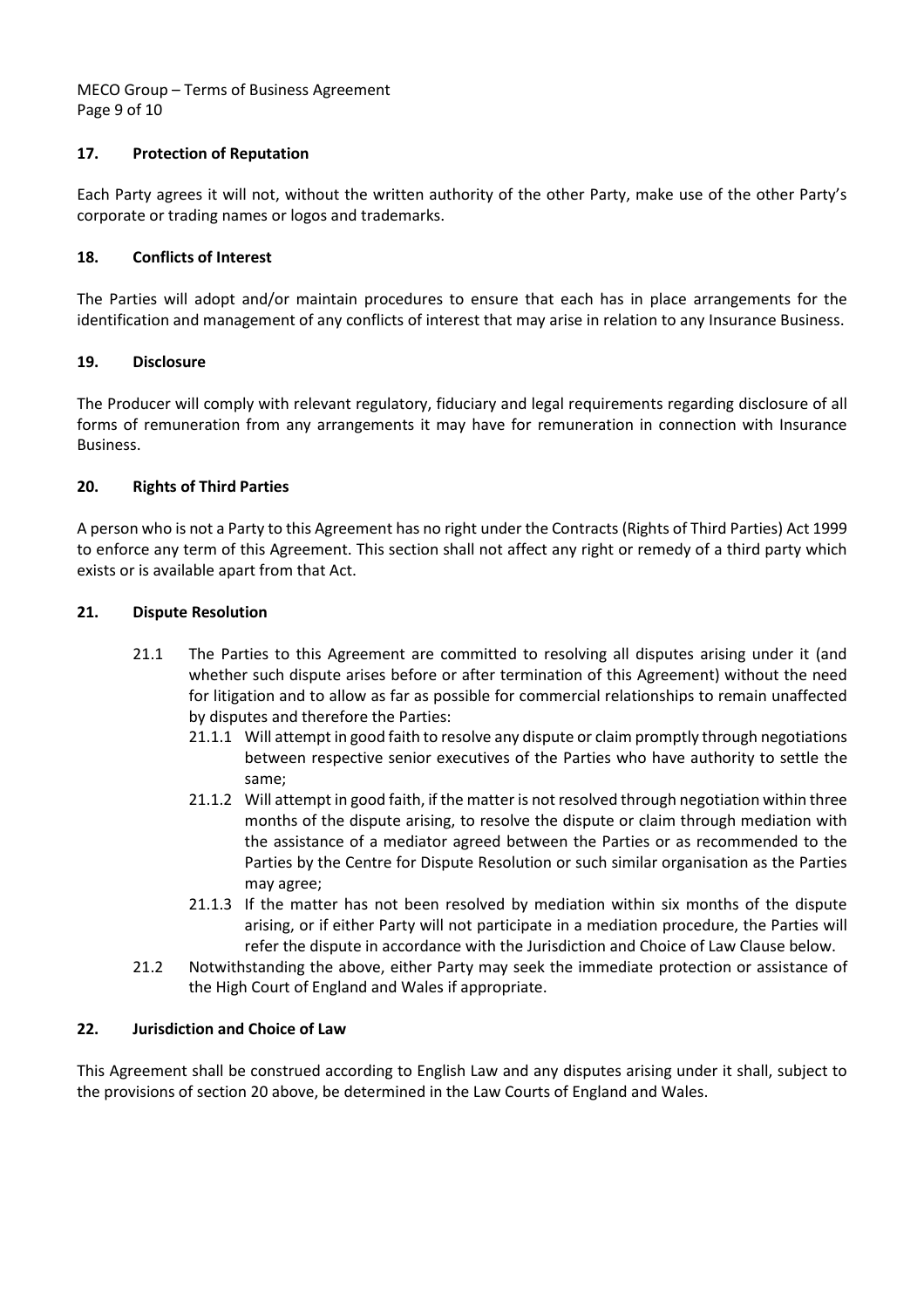## 17. Protection of Reputation

Each Party agrees it will not, without the written authority of the other Party, make use of the other Party's corporate or trading names or logos and trademarks.

## 18. Conflicts of Interest

The Parties will adopt and/or maintain procedures to ensure that each has in place arrangements for the identification and management of any conflicts of interest that may arise in relation to any Insurance Business.

## 19. Disclosure

The Producer will comply with relevant regulatory, fiduciary and legal requirements regarding disclosure of all forms of remuneration from any arrangements it may have for remuneration in connection with Insurance Business.

## 20. Rights of Third Parties

A person who is not a Party to this Agreement has no right under the Contracts (Rights of Third Parties) Act 1999 to enforce any term of this Agreement. This section shall not affect any right or remedy of a third party which exists or is available apart from that Act.

## 21. Dispute Resolution

21.1 The Parties to this Agreement are committed to resolving all disputes arising under it (and whether such dispute arises before or after termination of this Agreement) without the need for litigation and to allow as far as possible for commercial relationships to remain unaffected by disputes and therefore the Parties:

- 21.1.1 Will attempt in good faith to resolve any dispute or claim promptly through negotiations between respective senior executives of the Parties who have authority to settle the same;
- 21.1.2 Will attempt in good faith, if the matter is not resolved through negotiation within three months of the dispute arising, to resolve the dispute or claim through mediation with the assistance of a mediator agreed between the Parties or as recommended to the Parties by the Centre for Dispute Resolution or such similar organisation as the Parties may agree;
- 21.1.3 If the matter has not been resolved by mediation within six months of the dispute arising, or if either Party will not participate in a mediation procedure, the Parties will refer the dispute in accordance with the Jurisdiction and Choice of Law Clause below.

21.2 Notwithstanding the above, either Party may seek the immediate protection or assistance of the High Court of England and Wales if appropriate.

## 22. Jurisdiction and Choice of Law

This Agreement shall be construed according to English Law and any disputes arising under it shall, subject to the provisions of section 20 above, be determined in the Law Courts of England and Wales.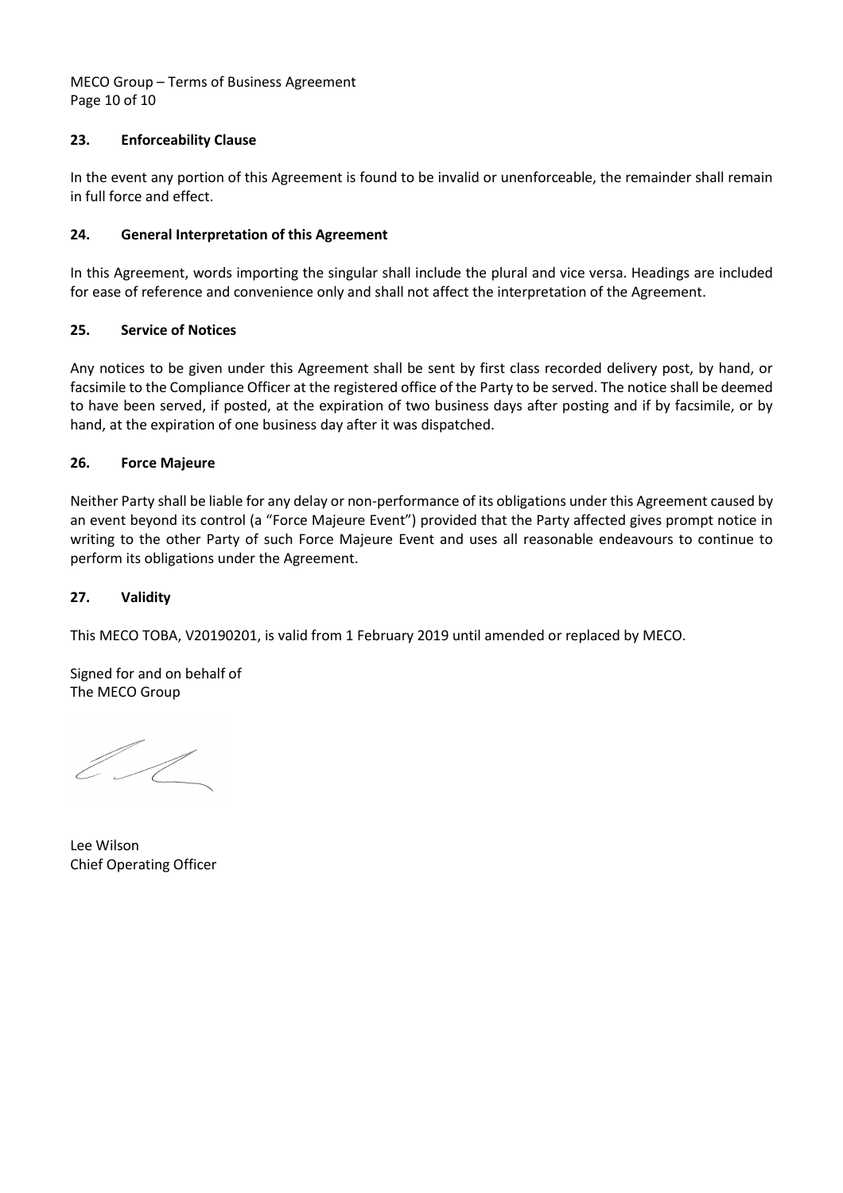### 23. Enforceability Clause

In the event any portion of this Agreement is found to be invalid or unenforceable, the remainder shall remain in full force and effect.

### 24. General Interpretation of this Agreement

In this Agreement, words importing the singular shall include the plural and vice versa. Headings are included for ease of reference and convenience only and shall not affect the interpretation of the Agreement.

### 25. Service of Notices

Any notices to be given under this Agreement shall be sent by first class recorded delivery post, by hand, or facsimile to the Compliance Officer at the registered office of the Party to be served. The notice shall be deemed to have been served, if posted, at the expiration of two business days after posting and if by facsimile, or by hand, at the expiration of one business day after it was dispatched.

### 26. Force Majeure

Neither Party shall be liable for any delay or non-performance of its obligations under this Agreement caused by an event beyond its control (a "Force Majeure Event") provided that the Party affected gives prompt notice in writing to the other Party of such Force Majeure Event and uses all reasonable endeavours to continue to perform its obligations under the Agreement.

### 27. Validity

This MECO TOBA, V20190201, is valid from 1 February 2019 until amended or replaced by MECO.

Signed for and on behalf of
The MECO Group

Lee Wilson
Chief Operating Officer